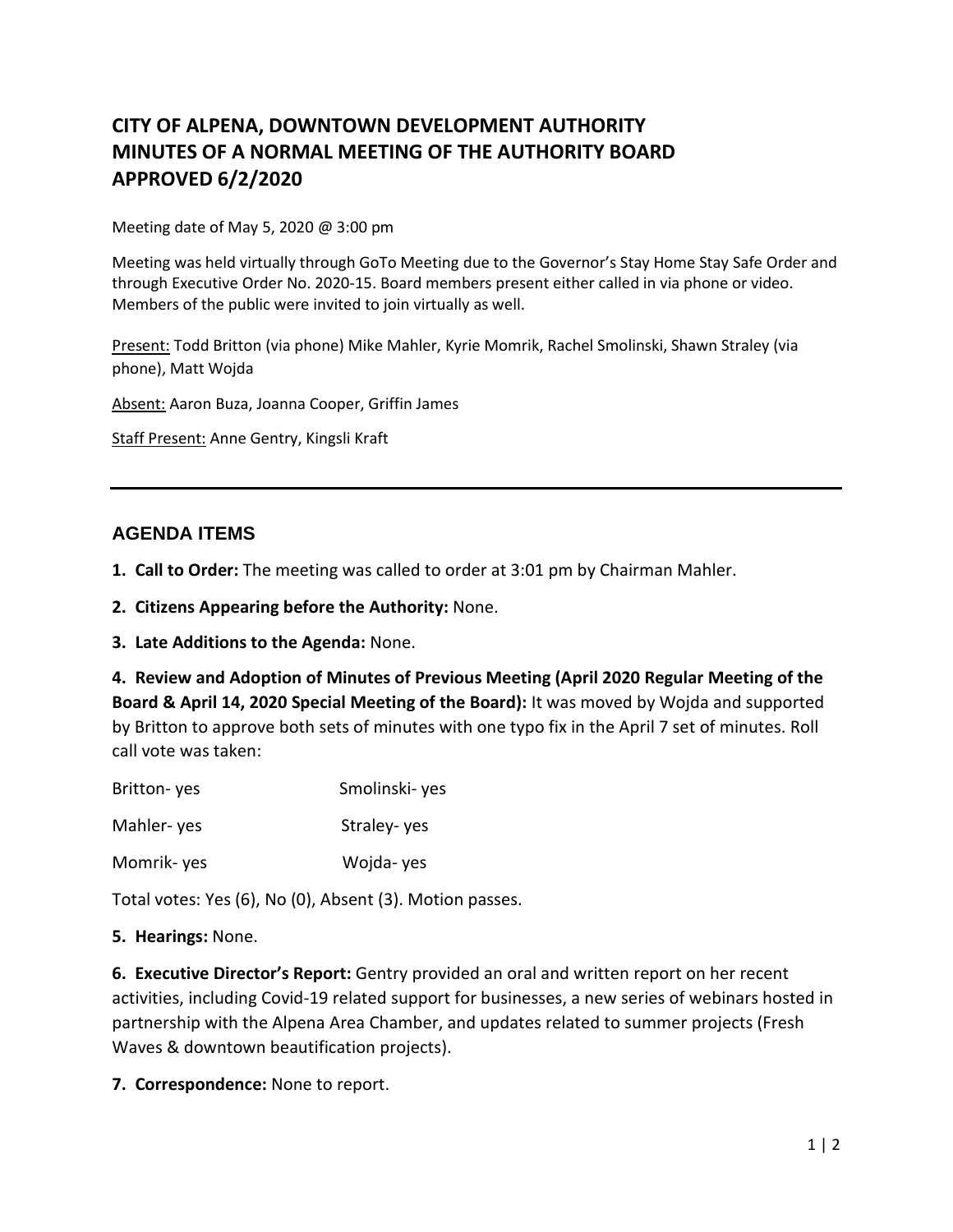# CITY OF ALPENA, DOWNTOWN DEVELOPMENT AUTHORITY
# MINUTES OF A NORMAL MEETING OF THE AUTHORITY BOARD
# APPROVED 6/2/2020

Meeting date of May 5, 2020 @ 3:00 pm

Meeting was held virtually through GoTo Meeting due to the Governor's Stay Home Stay Safe Order and through Executive Order No. 2020-15. Board members present either called in via phone or video. Members of the public were invited to join virtually as well.

Present: Todd Britton (via phone) Mike Mahler, Kyrie Momrik, Rachel Smolinski, Shawn Straley (via phone), Matt Wojda

Absent: Aaron Buza, Joanna Cooper, Griffin James

Staff Present: Anne Gentry, Kingsli Kraft

---

## AGENDA ITEMS

**1. Call to Order:** The meeting was called to order at 3:01 pm by Chairman Mahler.

**2. Citizens Appearing before the Authority:** None.

**3. Late Additions to the Agenda:** None.

**4. Review and Adoption of Minutes of Previous Meeting (April 2020 Regular Meeting of the Board & April 14, 2020 Special Meeting of the Board):** It was moved by Wojda and supported by Britton to approve both sets of minutes with one typo fix in the April 7 set of minutes. Roll call vote was taken:

| | |
|---|---|
| Britton- yes | Smolinski- yes |
| Mahler- yes | Straley- yes |
| Momrik- yes | Wojda- yes |

Total votes: Yes (6), No (0), Absent (3). Motion passes.

**5. Hearings:** None.

**6. Executive Director's Report:** Gentry provided an oral and written report on her recent activities, including Covid-19 related support for businesses, a new series of webinars hosted in partnership with the Alpena Area Chamber, and updates related to summer projects (Fresh Waves & downtown beautification projects).

**7. Correspondence:** None to report.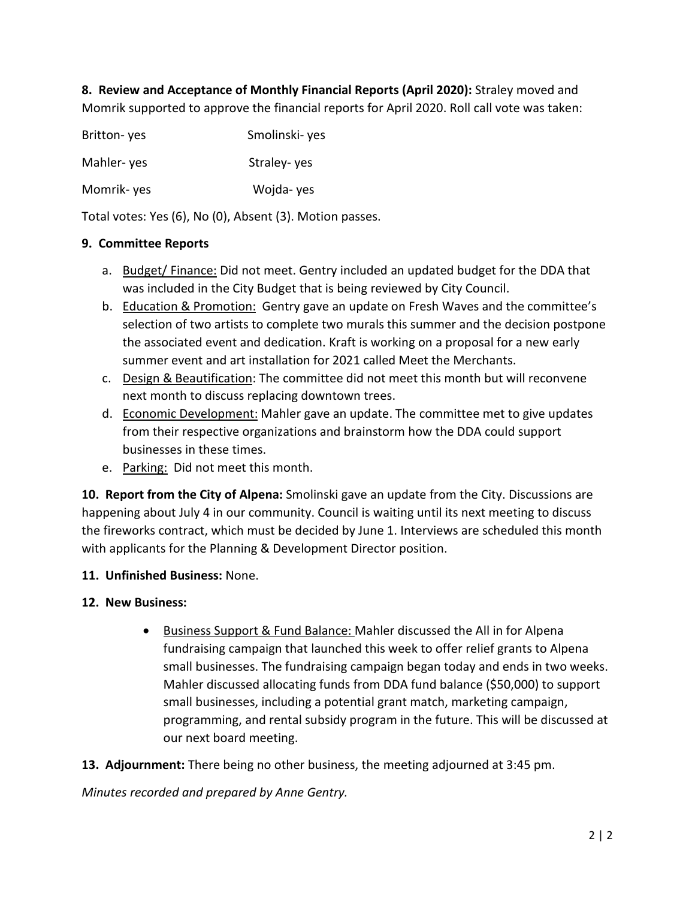**8. Review and Acceptance of Monthly Financial Reports (April 2020):** Straley moved and Momrik supported to approve the financial reports for April 2020. Roll call vote was taken:

| | |
|---|---|
| Britton- yes | Smolinski- yes |
| Mahler- yes | Straley- yes |
| Momrik- yes | Wojda- yes |

Total votes: Yes (6), No (0), Absent (3). Motion passes.

**9. Committee Reports**

a. Budget/ Finance: Did not meet. Gentry included an updated budget for the DDA that was included in the City Budget that is being reviewed by City Council.
b. Education & Promotion: Gentry gave an update on Fresh Waves and the committee's selection of two artists to complete two murals this summer and the decision postpone the associated event and dedication. Kraft is working on a proposal for a new early summer event and art installation for 2021 called Meet the Merchants.
c. Design & Beautification: The committee did not meet this month but will reconvene next month to discuss replacing downtown trees.
d. Economic Development: Mahler gave an update. The committee met to give updates from their respective organizations and brainstorm how the DDA could support businesses in these times.
e. Parking: Did not meet this month.

**10. Report from the City of Alpena:** Smolinski gave an update from the City. Discussions are happening about July 4 in our community. Council is waiting until its next meeting to discuss the fireworks contract, which must be decided by June 1. Interviews are scheduled this month with applicants for the Planning & Development Director position.

**11. Unfinished Business:** None.

**12. New Business:**

- Business Support & Fund Balance: Mahler discussed the All in for Alpena fundraising campaign that launched this week to offer relief grants to Alpena small businesses. The fundraising campaign began today and ends in two weeks. Mahler discussed allocating funds from DDA fund balance ($50,000) to support small businesses, including a potential grant match, marketing campaign, programming, and rental subsidy program in the future. This will be discussed at our next board meeting.

**13. Adjournment:** There being no other business, the meeting adjourned at 3:45 pm.

*Minutes recorded and prepared by Anne Gentry.*